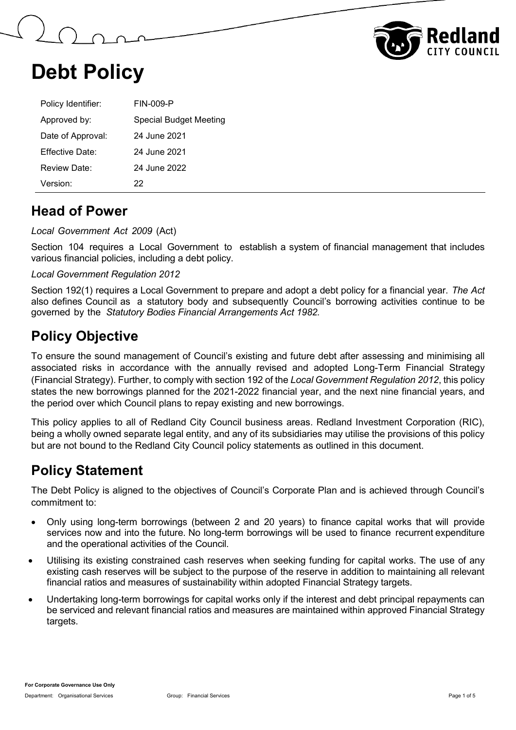# Debt Policy

| | |
|---|---|
| Policy Identifier: | FIN-009-P |
| Approved by: | Special Budget Meeting |
| Date of Approval: | 24 June 2021 |
| Effective Date: | 24 June 2021 |
| Review Date: | 24 June 2022 |
| Version: | 22 |

## Head of Power

*Local Government Act 2009* (Act)

Section 104 requires a Local Government to establish a system of financial management that includes various financial policies, including a debt policy.

*Local Government Regulation 2012*

Section 192(1) requires a Local Government to prepare and adopt a debt policy for a financial year. *The Act* also defines Council as a statutory body and subsequently Council's borrowing activities continue to be governed by the *Statutory Bodies Financial Arrangements Act 1982.*

## Policy Objective

To ensure the sound management of Council's existing and future debt after assessing and minimising all associated risks in accordance with the annually revised and adopted Long-Term Financial Strategy (Financial Strategy). Further, to comply with section 192 of the *Local Government Regulation 2012*, this policy states the new borrowings planned for the 2021-2022 financial year, and the next nine financial years, and the period over which Council plans to repay existing and new borrowings.

This policy applies to all of Redland City Council business areas. Redland Investment Corporation (RIC), being a wholly owned separate legal entity, and any of its subsidiaries may utilise the provisions of this policy but are not bound to the Redland City Council policy statements as outlined in this document.

## Policy Statement

The Debt Policy is aligned to the objectives of Council's Corporate Plan and is achieved through Council's commitment to:

- Only using long-term borrowings (between 2 and 20 years) to finance capital works that will provide services now and into the future. No long-term borrowings will be used to finance recurrent expenditure and the operational activities of the Council.
- Utilising its existing constrained cash reserves when seeking funding for capital works. The use of any existing cash reserves will be subject to the purpose of the reserve in addition to maintaining all relevant financial ratios and measures of sustainability within adopted Financial Strategy targets.
- Undertaking long-term borrowings for capital works only if the interest and debt principal repayments can be serviced and relevant financial ratios and measures are maintained within approved Financial Strategy targets.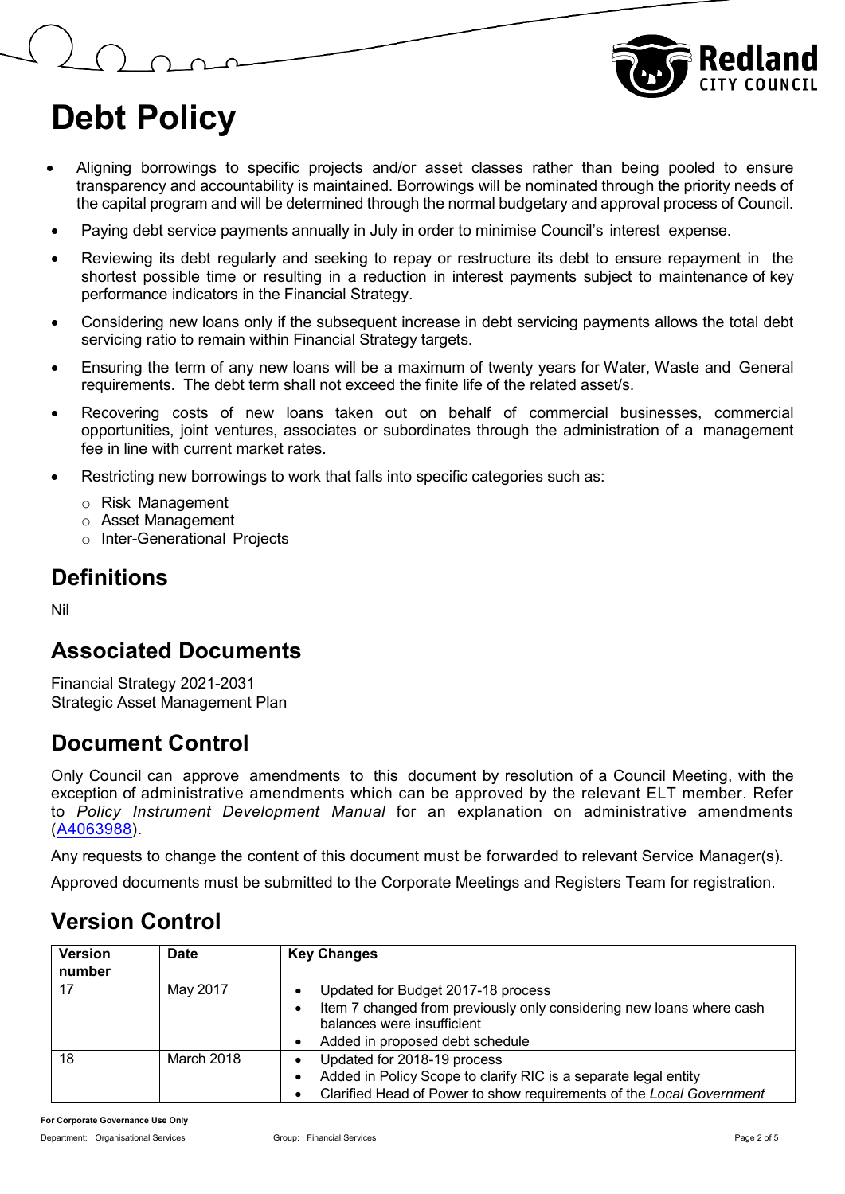# Debt Policy

- Aligning borrowings to specific projects and/or asset classes rather than being pooled to ensure transparency and accountability is maintained. Borrowings will be nominated through the priority needs of the capital program and will be determined through the normal budgetary and approval process of Council.
- Paying debt service payments annually in July in order to minimise Council's interest expense.
- Reviewing its debt regularly and seeking to repay or restructure its debt to ensure repayment in the shortest possible time or resulting in a reduction in interest payments subject to maintenance of key performance indicators in the Financial Strategy.
- Considering new loans only if the subsequent increase in debt servicing payments allows the total debt servicing ratio to remain within Financial Strategy targets.
- Ensuring the term of any new loans will be a maximum of twenty years for Water, Waste and General requirements. The debt term shall not exceed the finite life of the related asset/s.
- Recovering costs of new loans taken out on behalf of commercial businesses, commercial opportunities, joint ventures, associates or subordinates through the administration of a management fee in line with current market rates.
- Restricting new borrowings to work that falls into specific categories such as:
  - Risk Management
  - Asset Management
  - Inter-Generational Projects

## Definitions

Nil

## Associated Documents

Financial Strategy 2021-2031
Strategic Asset Management Plan

## Document Control

Only Council can approve amendments to this document by resolution of a Council Meeting, with the exception of administrative amendments which can be approved by the relevant ELT member. Refer to *Policy Instrument Development Manual* for an explanation on administrative amendments (A4063988).

Any requests to change the content of this document must be forwarded to relevant Service Manager(s).

Approved documents must be submitted to the Corporate Meetings and Registers Team for registration.

## Version Control

| Version number | Date | Key Changes |
|---|---|---|
| 17 | May 2017 | • Updated for Budget 2017-18 process<br>• Item 7 changed from previously only considering new loans where cash balances were insufficient<br>• Added in proposed debt schedule |
| 18 | March 2018 | • Updated for 2018-19 process<br>• Added in Policy Scope to clarify RIC is a separate legal entity<br>• Clarified Head of Power to show requirements of the *Local Government* |

For Corporate Governance Use Only
Department: Organisational Services Group: Financial Services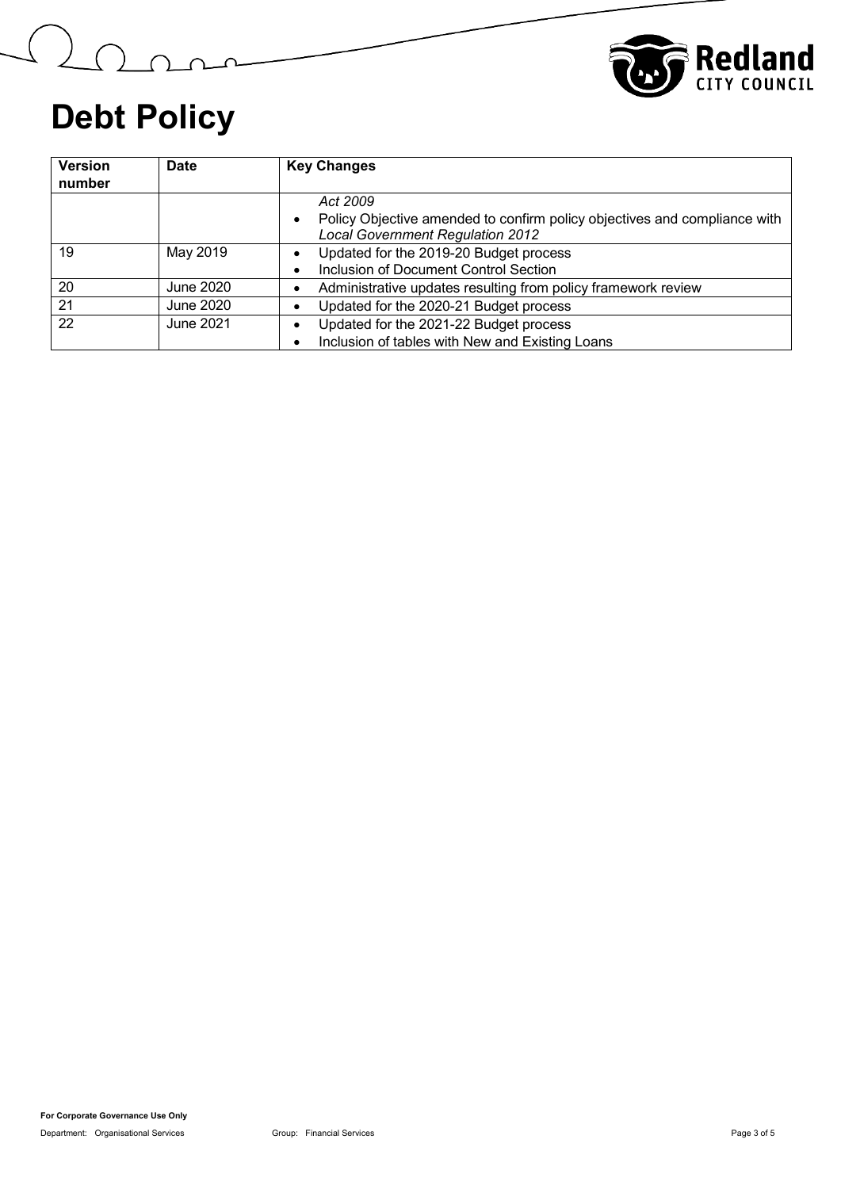# Debt Policy

| Version number | Date | Key Changes |
|---|---|---|
| | | *Act 2009*<br>• Policy Objective amended to confirm policy objectives and compliance with *Local Government Regulation 2012* |
| 19 | May 2019 | • Updated for the 2019-20 Budget process<br>• Inclusion of Document Control Section |
| 20 | June 2020 | • Administrative updates resulting from policy framework review |
| 21 | June 2020 | • Updated for the 2020-21 Budget process |
| 22 | June 2021 | • Updated for the 2021-22 Budget process<br>• Inclusion of tables with New and Existing Loans |

**For Corporate Governance Use Only**

Department: Organisational Services Group: Financial Services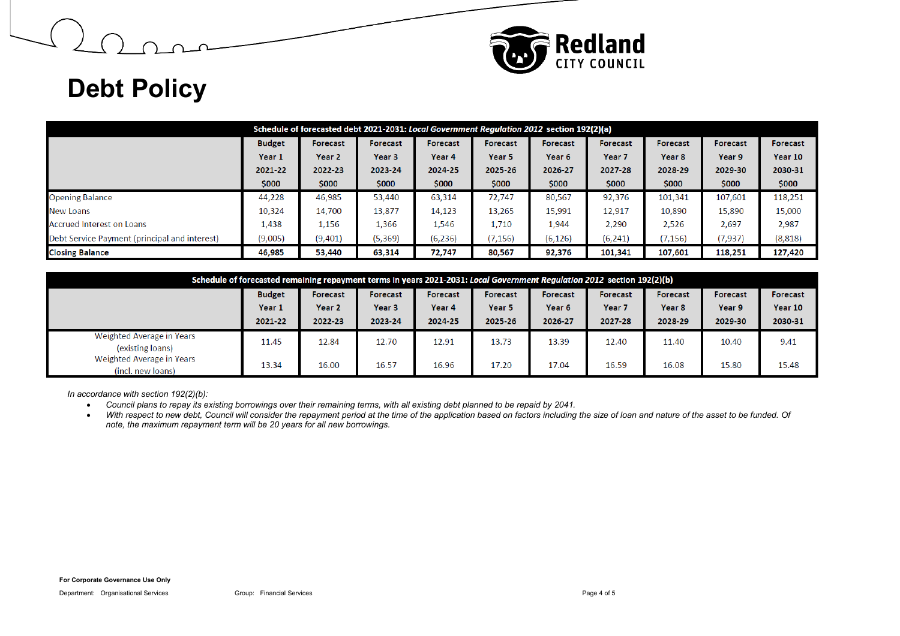# Debt Policy

| Schedule of forecasted debt 2021-2031: *Local Government Regulation 2012* section 192(2)(a) | | | | | | | | | | |
|---|---|---|---|---|---|---|---|---|---|---|
| | Budget Year 1 2021-22 $000 | Forecast Year 2 2022-23 $000 | Forecast Year 3 2023-24 $000 | Forecast Year 4 2024-25 $000 | Forecast Year 5 2025-26 $000 | Forecast Year 6 2026-27 $000 | Forecast Year 7 2027-28 $000 | Forecast Year 8 2028-29 $000 | Forecast Year 9 2029-30 $000 | Forecast Year 10 2030-31 $000 |
| Opening Balance | 44,228 | 46,985 | 53,440 | 63,314 | 72,747 | 80,567 | 92,376 | 101,341 | 107,601 | 118,251 |
| New Loans | 10,324 | 14,700 | 13,877 | 14,123 | 13,265 | 15,991 | 12,917 | 10,890 | 15,890 | 15,000 |
| Accrued Interest on Loans | 1,438 | 1,156 | 1,366 | 1,546 | 1,710 | 1,944 | 2,290 | 2,526 | 2,697 | 2,987 |
| Debt Service Payment (principal and interest) | (9,005) | (9,401) | (5,369) | (6,236) | (7,156) | (6,126) | (6,241) | (7,156) | (7,937) | (8,818) |
| **Closing Balance** | **46,985** | **53,440** | **63,314** | **72,747** | **80,567** | **92,376** | **101,341** | **107,601** | **118,251** | **127,420** |

| Schedule of forecasted remaining repayment terms in years 2021-2031: *Local Government Regulation 2012* section 192(2)(b) | | | | | | | | | | |
|---|---|---|---|---|---|---|---|---|---|---|
| | Budget Year 1 2021-22 | Forecast Year 2 2022-23 | Forecast Year 3 2023-24 | Forecast Year 4 2024-25 | Forecast Year 5 2025-26 | Forecast Year 6 2026-27 | Forecast Year 7 2027-28 | Forecast Year 8 2028-29 | Forecast Year 9 2029-30 | Forecast Year 10 2030-31 |
| Weighted Average in Years (existing loans) | 11.45 | 12.84 | 12.70 | 12.91 | 13.73 | 13.39 | 12.40 | 11.40 | 10.40 | 9.41 |
| Weighted Average in Years (incl. new loans) | 13.34 | 16.00 | 16.57 | 16.96 | 17.20 | 17.04 | 16.59 | 16.08 | 15.80 | 15.48 |

*In accordance with section 192(2)(b):*

- *Council plans to repay its existing borrowings over their remaining terms, with all existing debt planned to be repaid by 2041.*
- *With respect to new debt, Council will consider the repayment period at the time of the application based on factors including the size of loan and nature of the asset to be funded. Of note, the maximum repayment term will be 20 years for all new borrowings.*

**For Corporate Governance Use Only**

Department: Organisational Services Group: Financial Services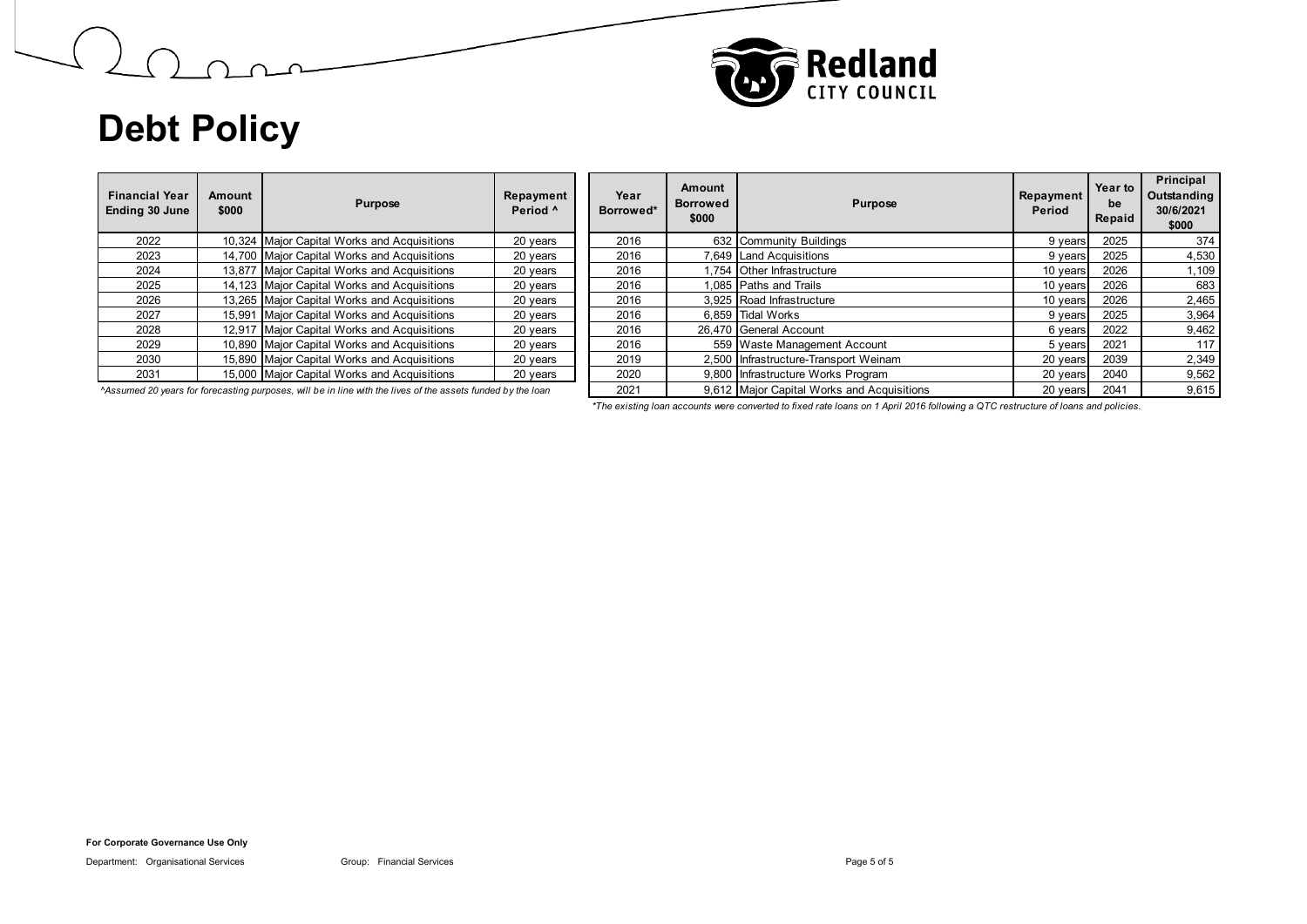# Debt Policy

| Financial Year Ending 30 June | Amount $000 | Purpose | Repayment Period ^ |
|---|---|---|---|
| 2022 | 10,324 | Major Capital Works and Acquisitions | 20 years |
| 2023 | 14,700 | Major Capital Works and Acquisitions | 20 years |
| 2024 | 13,877 | Major Capital Works and Acquisitions | 20 years |
| 2025 | 14,123 | Major Capital Works and Acquisitions | 20 years |
| 2026 | 13,265 | Major Capital Works and Acquisitions | 20 years |
| 2027 | 15,991 | Major Capital Works and Acquisitions | 20 years |
| 2028 | 12,917 | Major Capital Works and Acquisitions | 20 years |
| 2029 | 10,890 | Major Capital Works and Acquisitions | 20 years |
| 2030 | 15,890 | Major Capital Works and Acquisitions | 20 years |
| 2031 | 15,000 | Major Capital Works and Acquisitions | 20 years |

*^Assumed 20 years for forecasting purposes, will be in line with the lives of the assets funded by the loan*

| Year Borrowed* | Amount Borrowed $000 | Purpose | Repayment Period | Year to be Repaid | Principal Outstanding 30/6/2021 $000 |
|---|---|---|---|---|---|
| 2016 | 632 | Community Buildings | 9 years | 2025 | 374 |
| 2016 | 7,649 | Land Acquisitions | 9 years | 2025 | 4,530 |
| 2016 | 1,754 | Other Infrastructure | 10 years | 2026 | 1,109 |
| 2016 | 1,085 | Paths and Trails | 10 years | 2026 | 683 |
| 2016 | 3,925 | Road Infrastructure | 10 years | 2026 | 2,465 |
| 2016 | 6,859 | Tidal Works | 9 years | 2025 | 3,964 |
| 2016 | 26,470 | General Account | 6 years | 2022 | 9,462 |
| 2016 | 559 | Waste Management Account | 5 years | 2021 | 117 |
| 2019 | 2,500 | Infrastructure-Transport Weinam | 20 years | 2039 | 2,349 |
| 2020 | 9,800 | Infrastructure Works Program | 20 years | 2040 | 9,562 |
| 2021 | 9,612 | Major Capital Works and Acquisitions | 20 years | 2041 | 9,615 |

*\*The existing loan accounts were converted to fixed rate loans on 1 April 2016 following a QTC restructure of loans and policies.*

**For Corporate Governance Use Only**

Department: Organisational Services Group: Financial Services